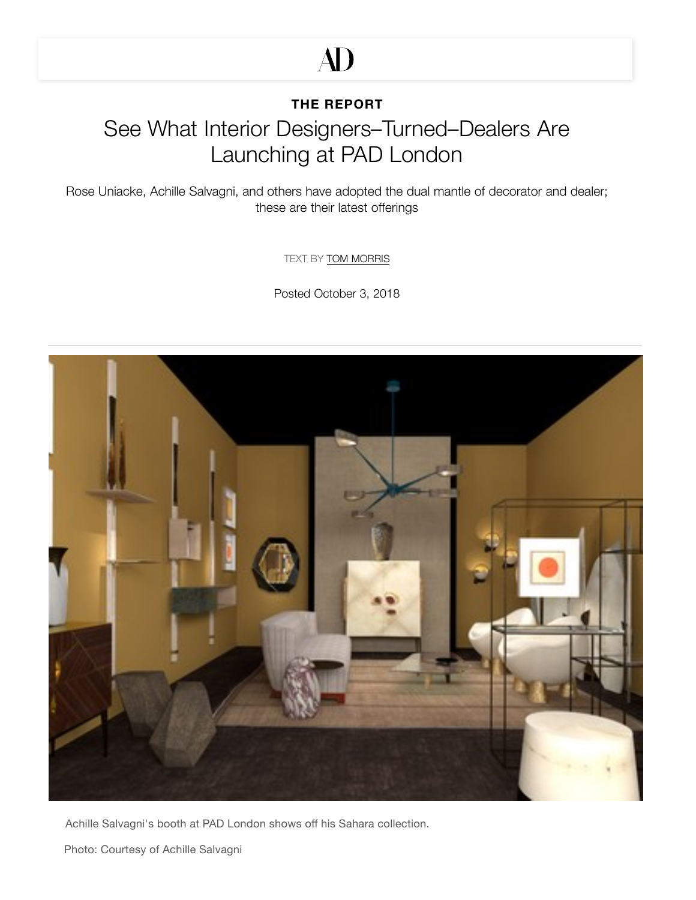AD

**THE REPORT**

# See What Interior Designers–Turned–Dealers Are Launching at PAD London

Rose Uniacke, Achille Salvagni, and others have adopted the dual mantle of decorator and dealer; these are their latest offerings

TEXT BY TOM MORRIS

Posted October 3, 2018

Achille Salvagni's booth at PAD London shows off his Sahara collection.

Photo: Courtesy of Achille Salvagni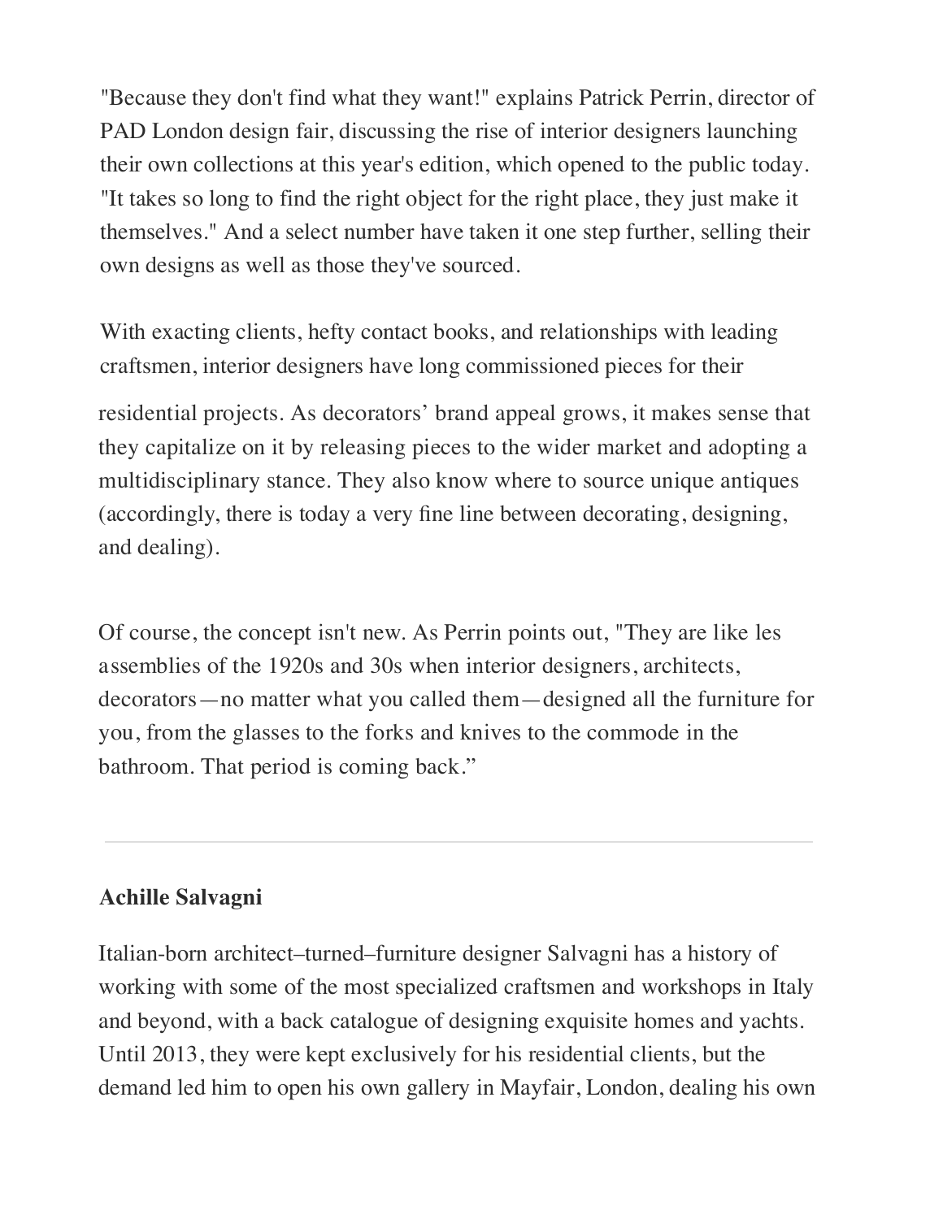"Because they don't find what they want!" explains Patrick Perrin, director of PAD London design fair, discussing the rise of interior designers launching their own collections at this year's edition, which opened to the public today. "It takes so long to find the right object for the right place, they just make it themselves." And a select number have taken it one step further, selling their own designs as well as those they've sourced.

With exacting clients, hefty contact books, and relationships with leading craftsmen, interior designers have long commissioned pieces for their residential projects. As decorators' brand appeal grows, it makes sense that they capitalize on it by releasing pieces to the wider market and adopting a multidisciplinary stance. They also know where to source unique antiques (accordingly, there is today a very fine line between decorating, designing, and dealing).

Of course, the concept isn't new. As Perrin points out, "They are like les assemblies of the 1920s and 30s when interior designers, architects, decorators—no matter what you called them—designed all the furniture for you, from the glasses to the forks and knives to the commode in the bathroom. That period is coming back."

---

**Achille Salvagni**

Italian-born architect–turned–furniture designer Salvagni has a history of working with some of the most specialized craftsmen and workshops in Italy and beyond, with a back catalogue of designing exquisite homes and yachts. Until 2013, they were kept exclusively for his residential clients, but the demand led him to open his own gallery in Mayfair, London, dealing his own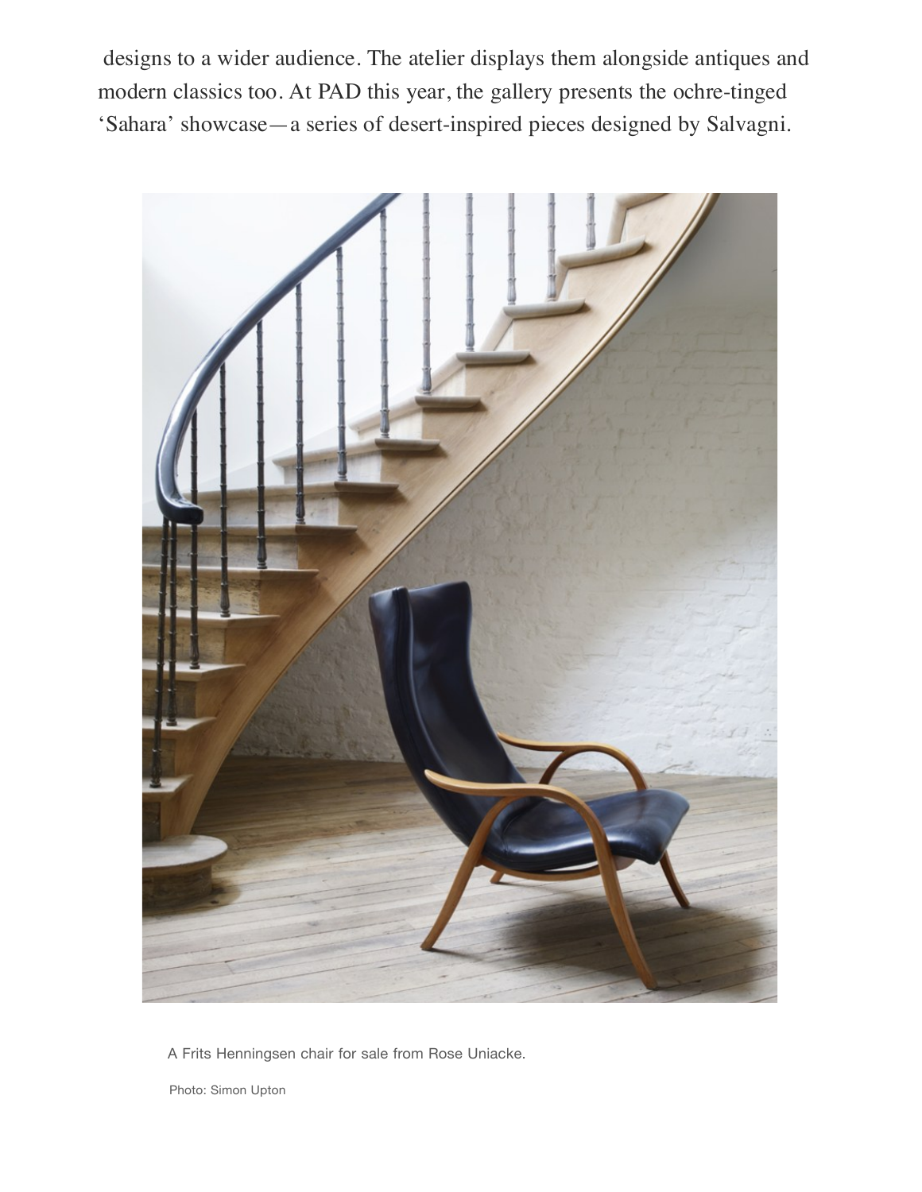designs to a wider audience. The atelier displays them alongside antiques and modern classics too. At PAD this year, the gallery presents the ochre-tinged 'Sahara' showcase—a series of desert-inspired pieces designed by Salvagni.

A Frits Henningsen chair for sale from Rose Uniacke.

Photo: Simon Upton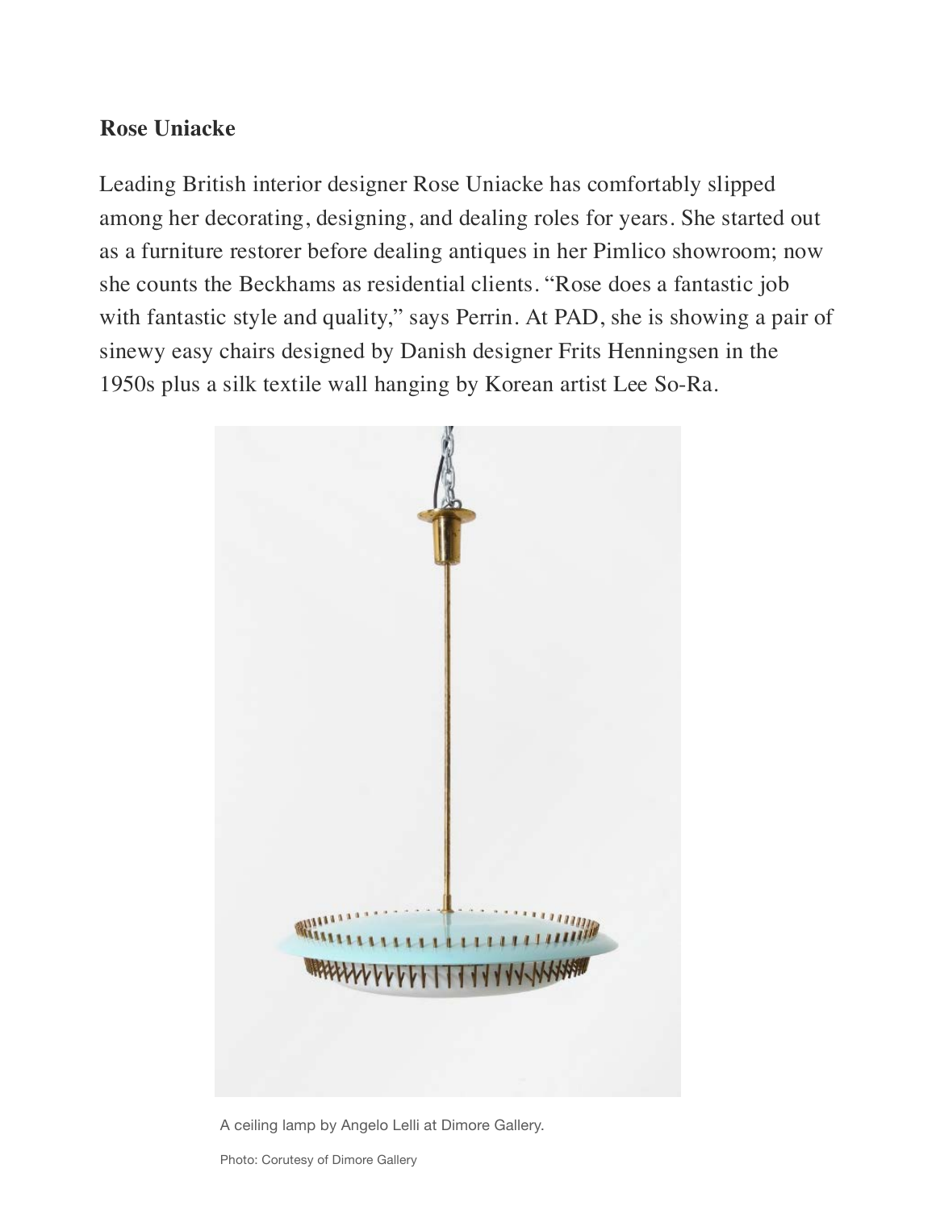## Rose Uniacke

Leading British interior designer Rose Uniacke has comfortably slipped among her decorating, designing, and dealing roles for years. She started out as a furniture restorer before dealing antiques in her Pimlico showroom; now she counts the Beckhams as residential clients. “Rose does a fantastic job with fantastic style and quality,” says Perrin. At PAD, she is showing a pair of sinewy easy chairs designed by Danish designer Frits Henningsen in the 1950s plus a silk textile wall hanging by Korean artist Lee So-Ra.

A ceiling lamp by Angelo Lelli at Dimore Gallery.

Photo: Corutesy of Dimore Gallery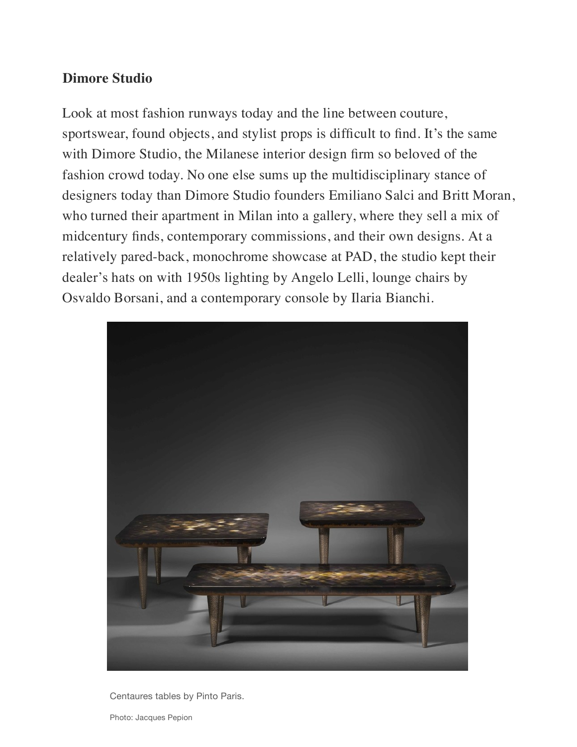**Dimore Studio**

Look at most fashion runways today and the line between couture, sportswear, found objects, and stylist props is difficult to find. It's the same with Dimore Studio, the Milanese interior design firm so beloved of the fashion crowd today. No one else sums up the multidisciplinary stance of designers today than Dimore Studio founders Emiliano Salci and Britt Moran, who turned their apartment in Milan into a gallery, where they sell a mix of midcentury finds, contemporary commissions, and their own designs. At a relatively pared-back, monochrome showcase at PAD, the studio kept their dealer's hats on with 1950s lighting by Angelo Lelli, lounge chairs by Osvaldo Borsani, and a contemporary console by Ilaria Bianchi.

Centaures tables by Pinto Paris.

Photo: Jacques Pepion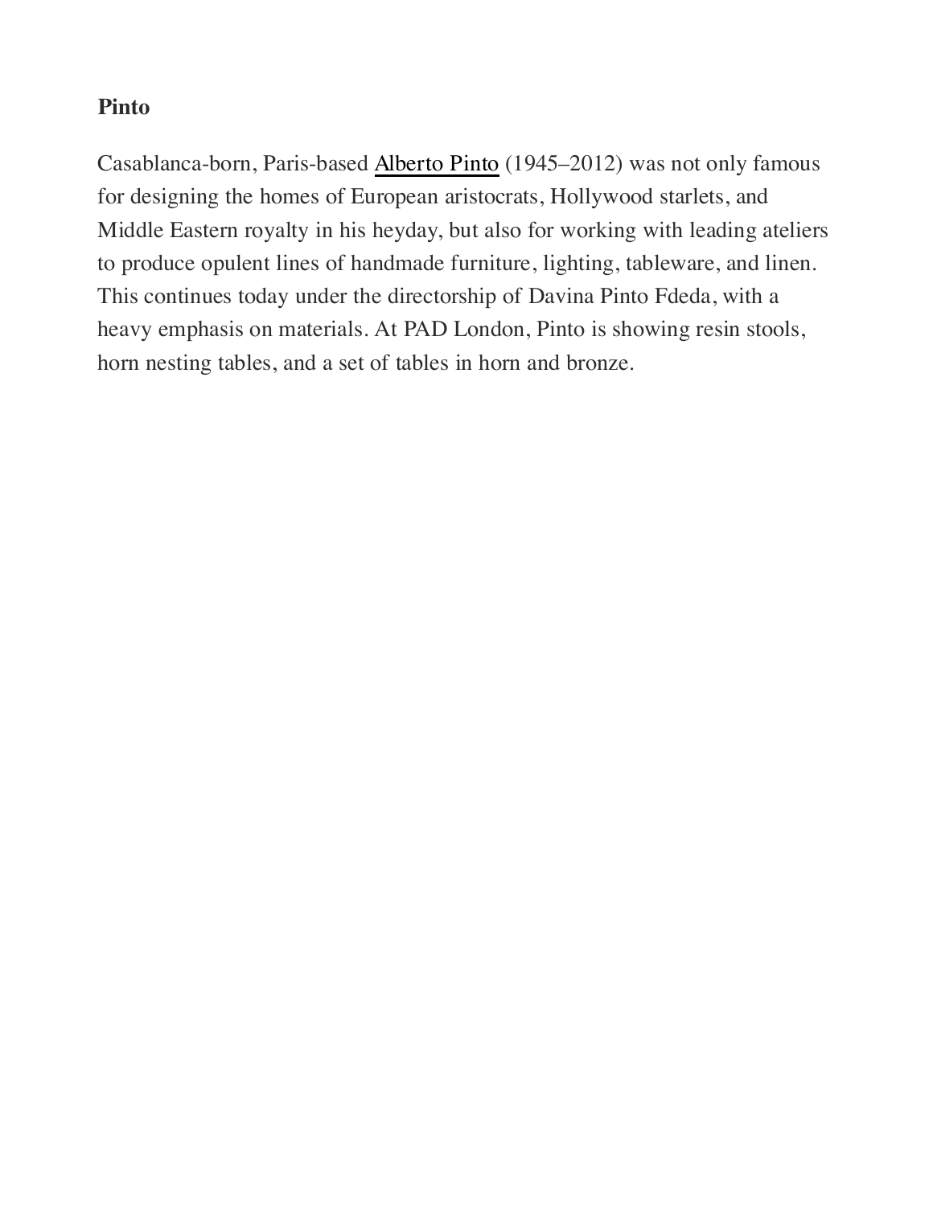**Pinto**

Casablanca-born, Paris-based Alberto Pinto (1945–2012) was not only famous for designing the homes of European aristocrats, Hollywood starlets, and Middle Eastern royalty in his heyday, but also for working with leading ateliers to produce opulent lines of handmade furniture, lighting, tableware, and linen. This continues today under the directorship of Davina Pinto Fdeda, with a heavy emphasis on materials. At PAD London, Pinto is showing resin stools, horn nesting tables, and a set of tables in horn and bronze.